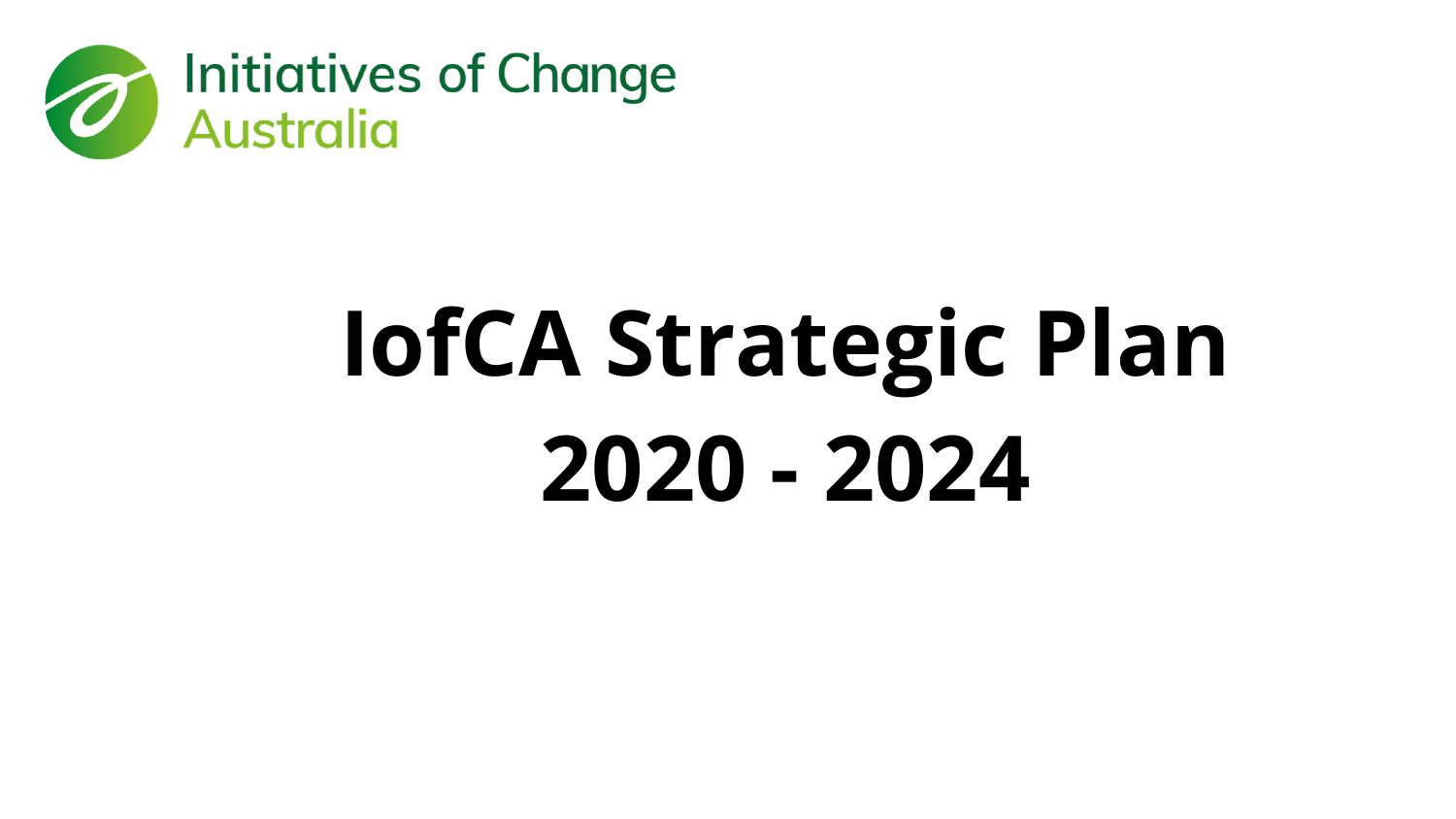Initiatives of Change
Australia

# IofCA Strategic Plan 2020 - 2024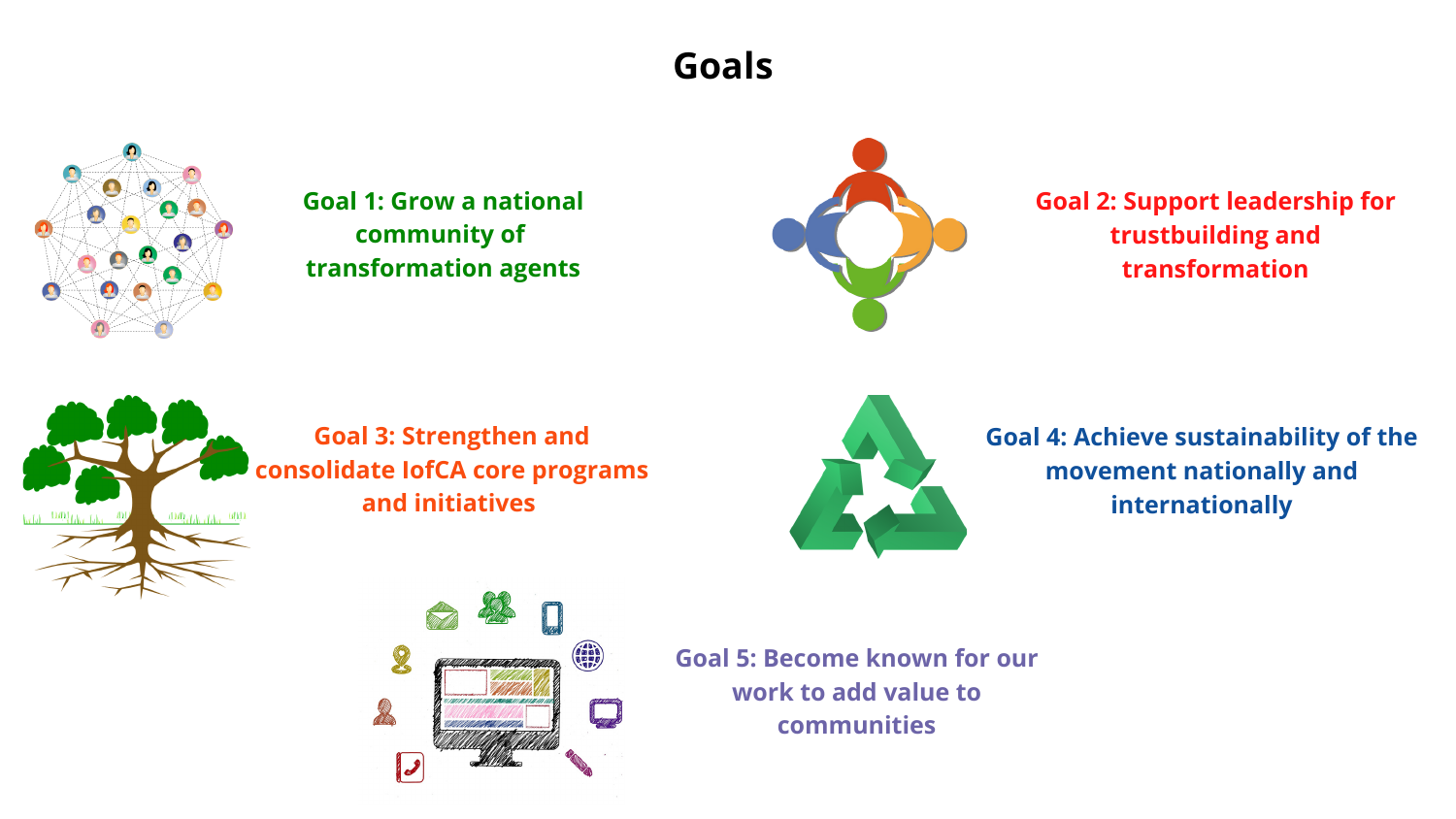# Goals

**Goal 1: Grow a national community of transformation agents**

**Goal 2: Support leadership for trustbuilding and transformation**

**Goal 3: Strengthen and consolidate IofCA core programs and initiatives**

**Goal 4: Achieve sustainability of the movement nationally and internationally**

**Goal 5: Become known for our work to add value to communities**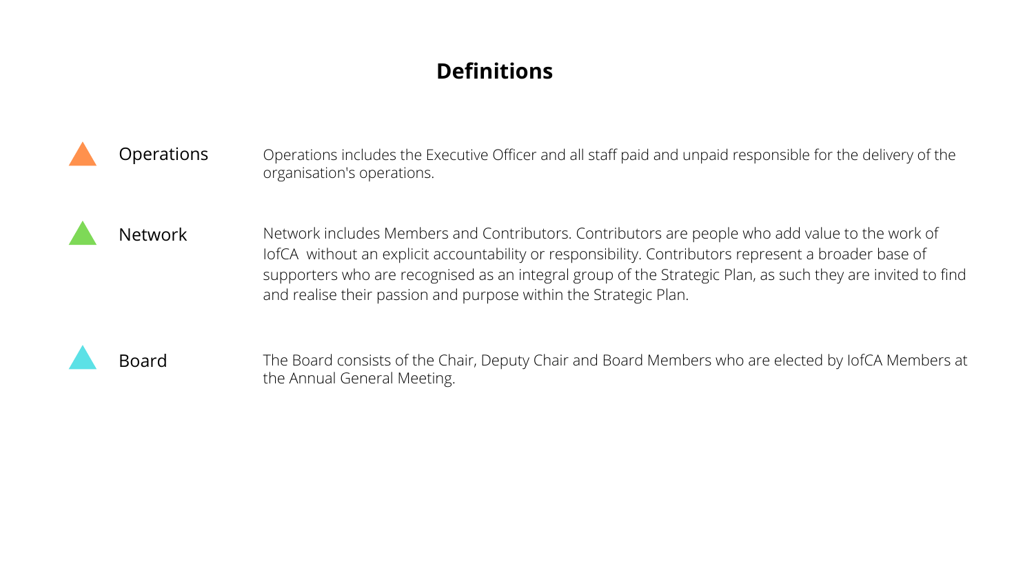# Definitions

**Operations**

Operations includes the Executive Officer and all staff paid and unpaid responsible for the delivery of the organisation's operations.

**Network**

Network includes Members and Contributors. Contributors are people who add value to the work of IofCA  without an explicit accountability or responsibility. Contributors represent a broader base of supporters who are recognised as an integral group of the Strategic Plan, as such they are invited to find and realise their passion and purpose within the Strategic Plan.

**Board**

The Board consists of the Chair, Deputy Chair and Board Members who are elected by IofCA Members at the Annual General Meeting.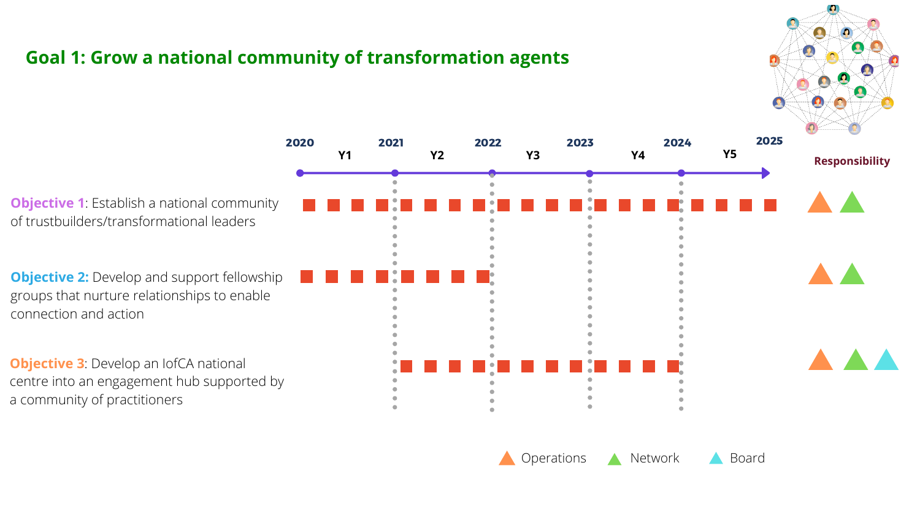## Goal 1: Grow a national community of transformation agents

| | 2020–2021 (Y1) | 2021–2022 (Y2) | 2022–2023 (Y3) | 2023–2024 (Y4) | 2024–2025 (Y5) | Responsibility |
|---|---|---|---|---|---|---|
| **Objective 1**: Establish a national community of trustbuilders/transformational leaders | ■ | ■ | ■ | ■ | ■ | Operations, Network |
| **Objective 2:** Develop and support fellowship groups that nurture relationships to enable connection and action | ■ | ■ | | | | Operations, Network |
| **Objective 3**: Develop an IofCA national centre into an engagement hub supported by a community of practitioners | | ■ | ■ | ■ | | Operations, Network, Board |

Operations | Network | Board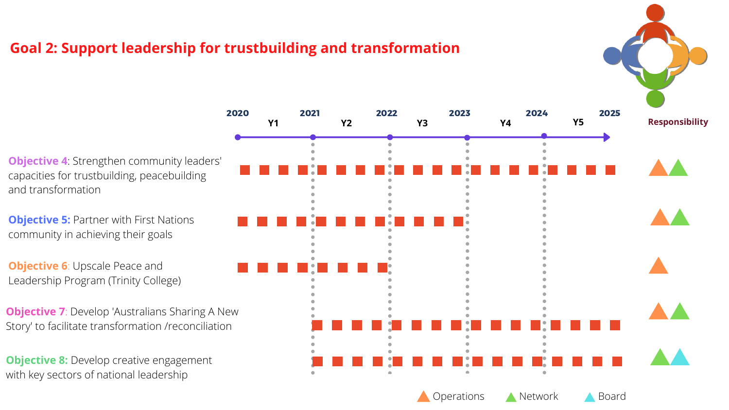## Goal 2: Support leadership for trustbuilding and transformation

| Objective | 2020–2021 (Y1) | 2021–2022 (Y2) | 2022–2023 (Y3) | 2023–2024 (Y4) | 2024–2025 (Y5) | Responsibility |
|---|---|---|---|---|---|---|
| **Objective 4**: Strengthen community leaders' capacities for trustbuilding, peacebuilding and transformation | ■ | ■ | ■ | ■ | ■ | Operations, Network |
| **Objective 5:** Partner with First Nations community in achieving their goals | ■ | ■ | ■ | | | Operations, Network |
| **Objective 6**: Upscale Peace and Leadership Program (Trinity College) | ■ | ■ | | | | Operations |
| **Objective 7**: Develop 'Australians Sharing A New Story' to facilitate transformation /reconciliation | | ■ | ■ | ■ | ■ | Operations, Network |
| **Objective 8:** Develop creative engagement with key sectors of national leadership | | ■ | ■ | ■ | ■ | Network, Board |

Legend: Operations, Network, Board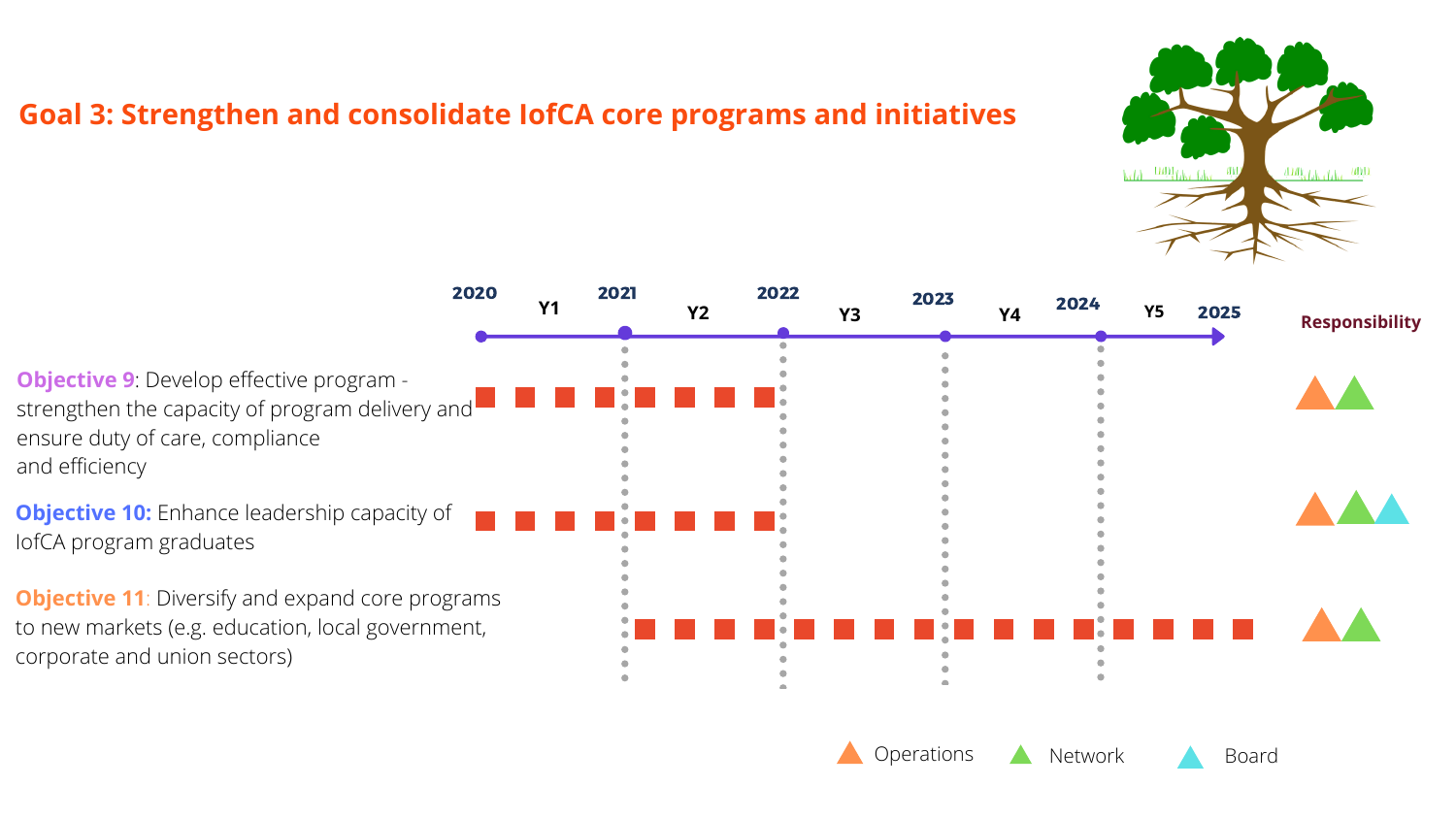## Goal 3: Strengthen and consolidate IofCA core programs and initiatives

| Objective | 2020–2021 (Y1) | 2021–2022 (Y2) | 2022–2023 (Y3) | 2023–2024 (Y4) | 2024–2025 (Y5) | Responsibility |
|---|---|---|---|---|---|---|
| **Objective 9**: Develop effective program - strengthen the capacity of program delivery and ensure duty of care, compliance and efficiency | ■ | ■ | | | | Operations, Network |
| **Objective 10:** Enhance leadership capacity of IofCA program graduates | ■ | ■ | | | | Operations, Network, Board |
| **Objective 11**: Diversify and expand core programs to new markets (e.g. education, local government, corporate and union sectors) | | ■ | ■ | ■ | ■ | Operations, Network |

Operations Network Board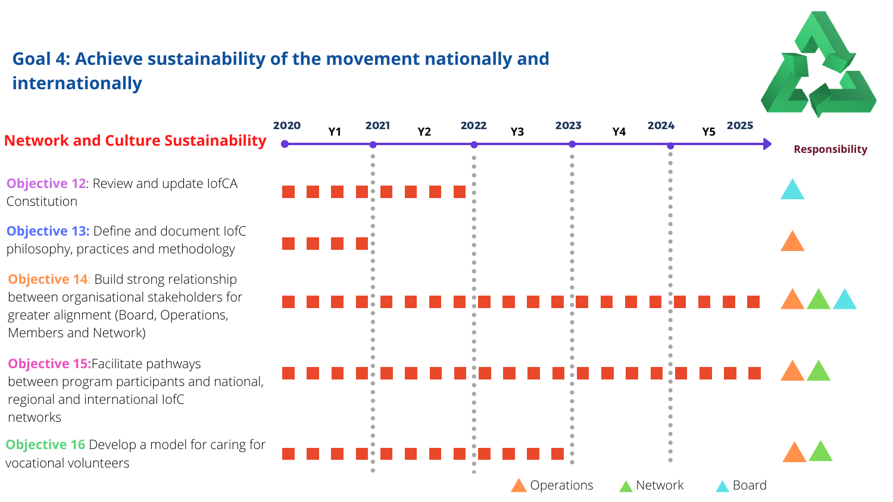## Goal 4: Achieve sustainability of the movement nationally and internationally

### Network and Culture Sustainability

| Objective | 2020–2021 (Y1) | 2021–2022 (Y2) | 2022–2023 (Y3) | 2023–2024 (Y4) | 2024–2025 (Y5) | Responsibility |
|---|---|---|---|---|---|---|
| **Objective 12**: Review and update IofCA Constitution | ■ | ■ | | | | Board |
| **Objective 13:** Define and document IofC philosophy, practices and methodology | ■ | | | | | Operations |
| **Objective 14**: Build strong relationship between organisational stakeholders for greater alignment (Board, Operations, Members and Network) | ■ | ■ | ■ | ■ | ■ | Operations, Network, Board |
| **Objective 15:** Facilitate pathways between program participants and national, regional and international IofC networks | ■ | ■ | ■ | ■ | ■ | Operations, Network |
| **Objective 16** Develop a model for caring for vocational volunteers | ■ | ■ | ■ | | | Operations, Network |

Legend: Operations, Network, Board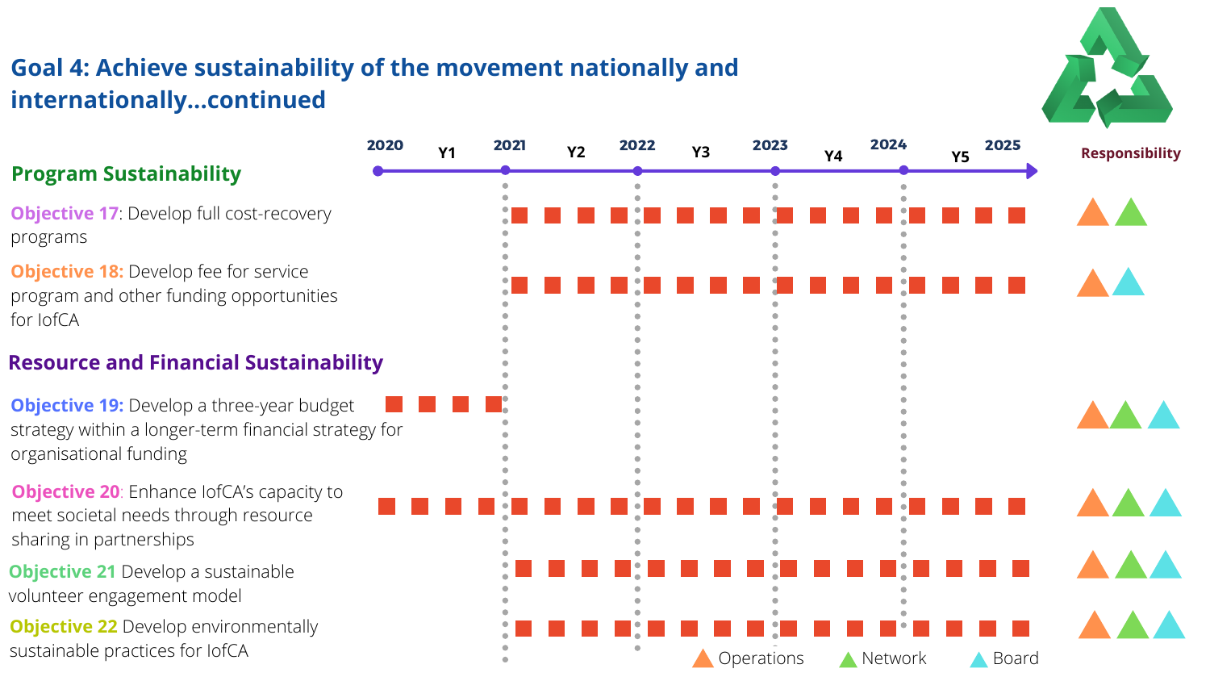## Goal 4: Achieve sustainability of the movement nationally and internationally…continued

| | 2020–2021 (Y1) | 2021–2022 (Y2) | 2022–2023 (Y3) | 2023–2024 (Y4) | 2024–2025 (Y5) | Responsibility |
|---|---|---|---|---|---|---|
| **Program Sustainability** | | | | | | |
| **Objective 17**: Develop full cost-recovery programs | | ■ | ■ | ■ | ■ | Operations, Network |
| **Objective 18:** Develop fee for service program and other funding opportunities for IofCA | | ■ | ■ | ■ | ■ | Operations, Board |
| **Resource and Financial Sustainability** | | | | | | |
| **Objective 19:** Develop a three-year budget strategy within a longer-term financial strategy for organisational funding | ■ | | | | | Operations, Network, Board |
| **Objective 20**: Enhance IofCA's capacity to meet societal needs through resource sharing in partnerships | ■ | ■ | ■ | ■ | ■ | Operations, Network, Board |
| **Objective 21** Develop a sustainable volunteer engagement model | | ■ | ■ | ■ | ■ | Operations, Network, Board |
| **Objective 22** Develop environmentally sustainable practices for IofCA | | ■ | ■ | ■ | ■ | Operations, Network, Board |

Operations Network Board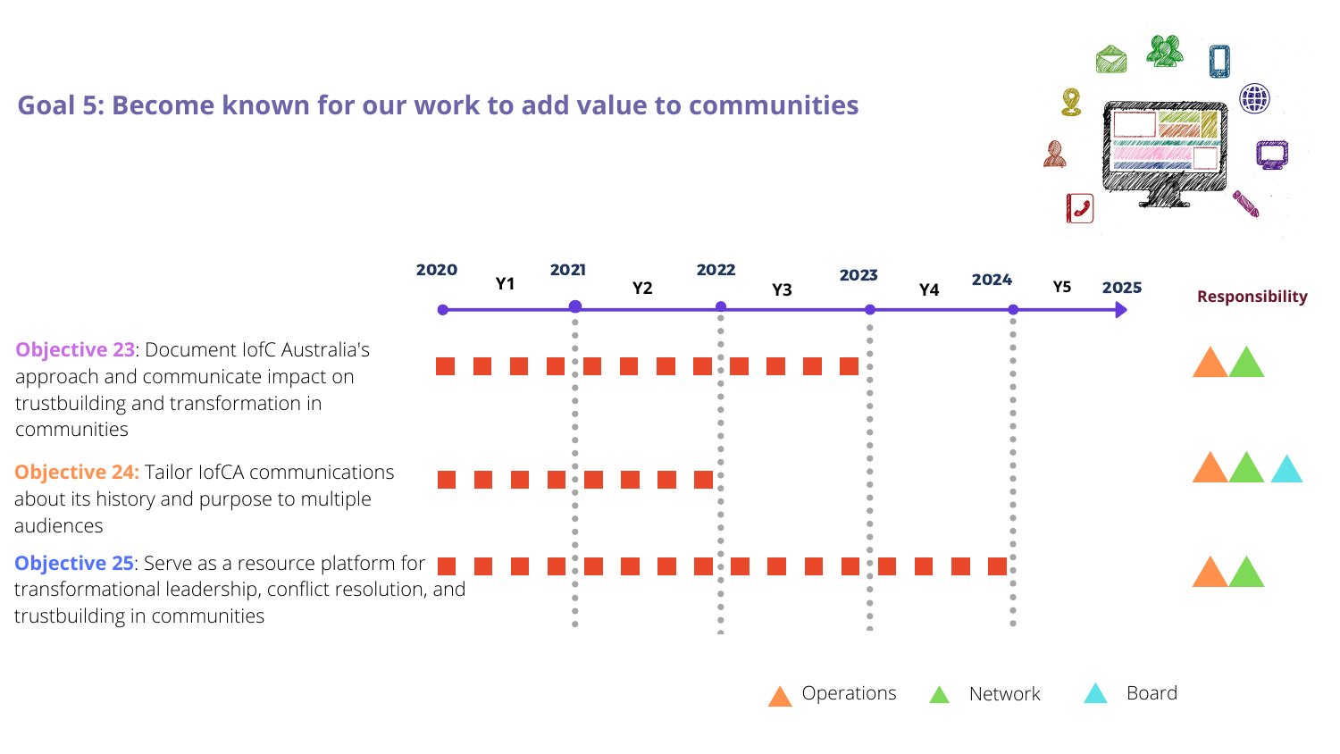## Goal 5: Become known for our work to add value to communities

2020 Y1 2021 Y2 2022 Y3 2023 Y4 2024 Y5 2025

Responsibility

**Objective 23**: Document IofC Australia's approach and communicate impact on trustbuilding and transformation in communities

**Objective 24:** Tailor IofCA communications about its history and purpose to multiple audiences

**Objective 25**: Serve as a resource platform for transformational leadership, conflict resolution, and trustbuilding in communities

Operations Network Board